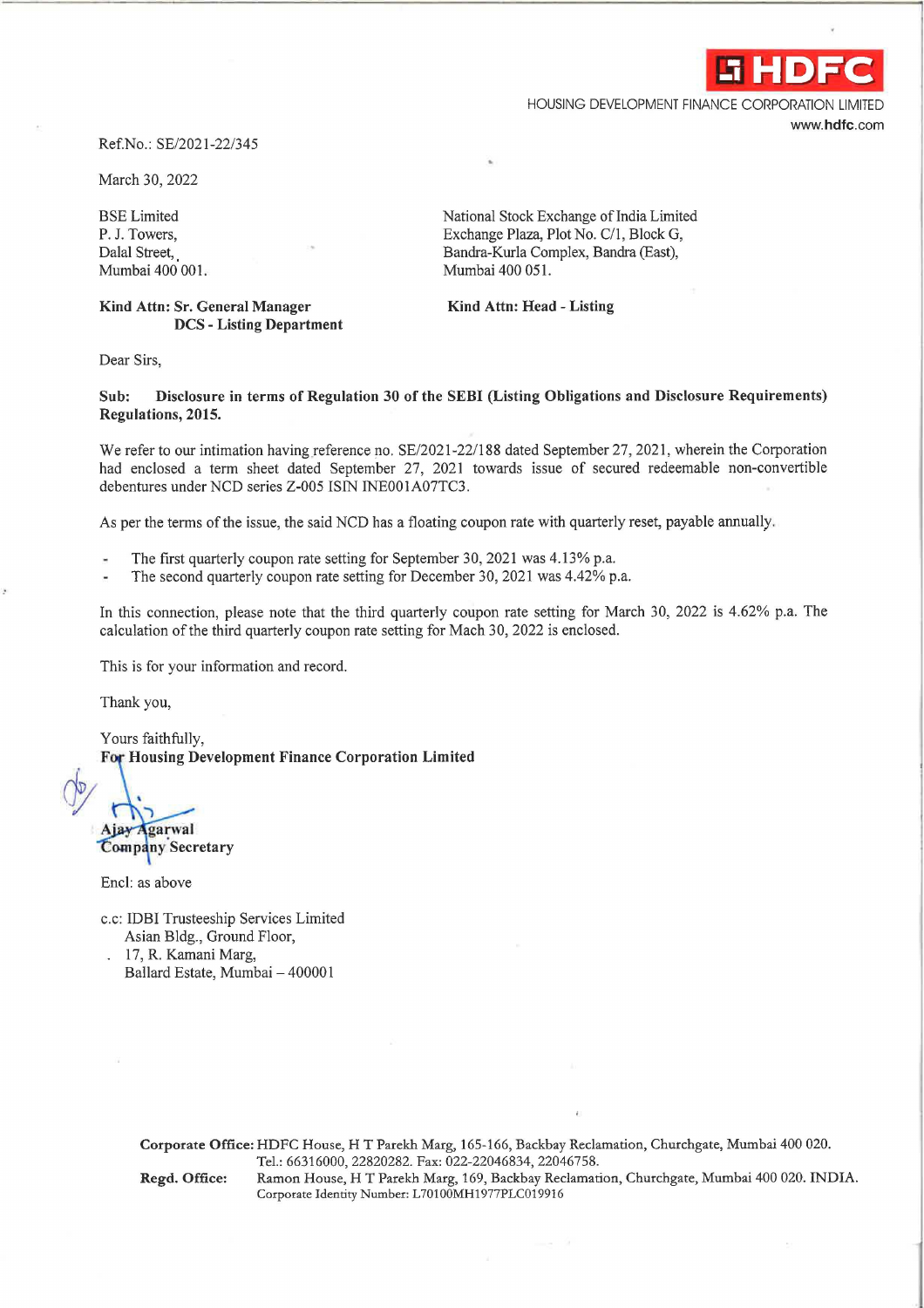HDFC

HOUSING DEVELOPMENT FINANCE CORPORATION LIMITED
www.hdfc.com

Ref.No.: SE/2021-22/345

March 30, 2022

BSE Limited
P. J. Towers,
Dalal Street,
Mumbai 400 001.

**Kind Attn: Sr. General Manager**
**DCS - Listing Department**

National Stock Exchange of India Limited
Exchange Plaza, Plot No. C/1, Block G,
Bandra-Kurla Complex, Bandra (East),
Mumbai 400 051.

**Kind Attn: Head - Listing**

Dear Sirs,

**Sub: Disclosure in terms of Regulation 30 of the SEBI (Listing Obligations and Disclosure Requirements) Regulations, 2015.**

We refer to our intimation having reference no. SE/2021-22/188 dated September 27, 2021, wherein the Corporation had enclosed a term sheet dated September 27, 2021 towards issue of secured redeemable non-convertible debentures under NCD series Z-005 ISIN INE001A07TC3.

As per the terms of the issue, the said NCD has a floating coupon rate with quarterly reset, payable annually.

- The first quarterly coupon rate setting for September 30, 2021 was 4.13% p.a.
- The second quarterly coupon rate setting for December 30, 2021 was 4.42% p.a.

In this connection, please note that the third quarterly coupon rate setting for March 30, 2022 is 4.62% p.a. The calculation of the third quarterly coupon rate setting for Mach 30, 2022 is enclosed.

This is for your information and record.

Thank you,

Yours faithfully,
**For Housing Development Finance Corporation Limited**

**Ajay Agarwal**
**Company Secretary**

Encl: as above

c.c: IDBI Trusteeship Services Limited
Asian Bldg., Ground Floor,
17, R. Kamani Marg,
Ballard Estate, Mumbai – 400001

**Corporate Office:** HDFC House, H T Parekh Marg, 165-166, Backbay Reclamation, Churchgate, Mumbai 400 020. Tel.: 66316000, 22820282. Fax: 022-22046834, 22046758.
**Regd. Office:** Ramon House, H T Parekh Marg, 169, Backbay Reclamation, Churchgate, Mumbai 400 020. INDIA. Corporate Identity Number: L70100MH1977PLC019916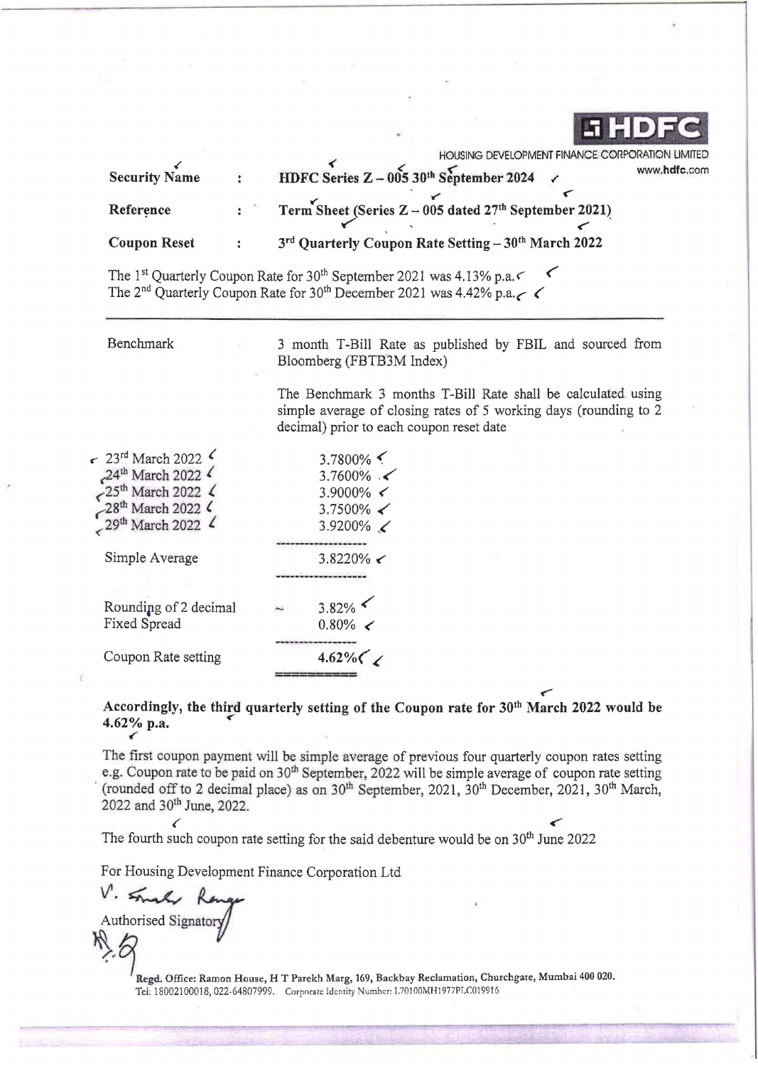HDFC

HOUSING DEVELOPMENT FINANCE CORPORATION LIMITED

www.hdfc.com

| | | |
|---|---|---|
| **Security Name** | : | **HDFC Series Z – 005 30th September 2024** |
| **Reference** | : | **Term Sheet (Series Z – 005 dated 27th September 2021)** |
| **Coupon Reset** | : | **3rd Quarterly Coupon Rate Setting – 30th March 2022** |

The 1st Quarterly Coupon Rate for 30th September 2021 was 4.13% p.a.
The 2nd Quarterly Coupon Rate for 30th December 2021 was 4.42% p.a.

---

Benchmark — 3 month T-Bill Rate as published by FBIL and sourced from Bloomberg (FBTB3M Index)

The Benchmark 3 months T-Bill Rate shall be calculated using simple average of closing rates of 5 working days (rounding to 2 decimal) prior to each coupon reset date

| | |
|---|---|
| 23rd March 2022 | 3.7800% |
| 24th March 2022 | 3.7600% |
| 25th March 2022 | 3.9000% |
| 28th March 2022 | 3.7500% |
| 29th March 2022 | 3.9200% |
| Simple Average | 3.8220% |
| Rounding of 2 decimal | 3.82% |
| Fixed Spread | 0.80% |
| Coupon Rate setting | **4.62%** |

**Accordingly, the third quarterly setting of the Coupon rate for 30th March 2022 would be 4.62% p.a.**

The first coupon payment will be simple average of previous four quarterly coupon rates setting e.g. Coupon rate to be paid on 30th September, 2022 will be simple average of coupon rate setting (rounded off to 2 decimal place) as on 30th September, 2021, 30th December, 2021, 30th March, 2022 and 30th June, 2022.

The fourth such coupon rate setting for the said debenture would be on 30th June 2022

For Housing Development Finance Corporation Ltd

Authorised Signatory

Regd. Office: Ramon House, H T Parekh Marg, 169, Backbay Reclamation, Churchgate, Mumbai 400 020.
Tel: 18002100018, 022-64807999. Corporate Identity Number: L70100MH1977PLC019916